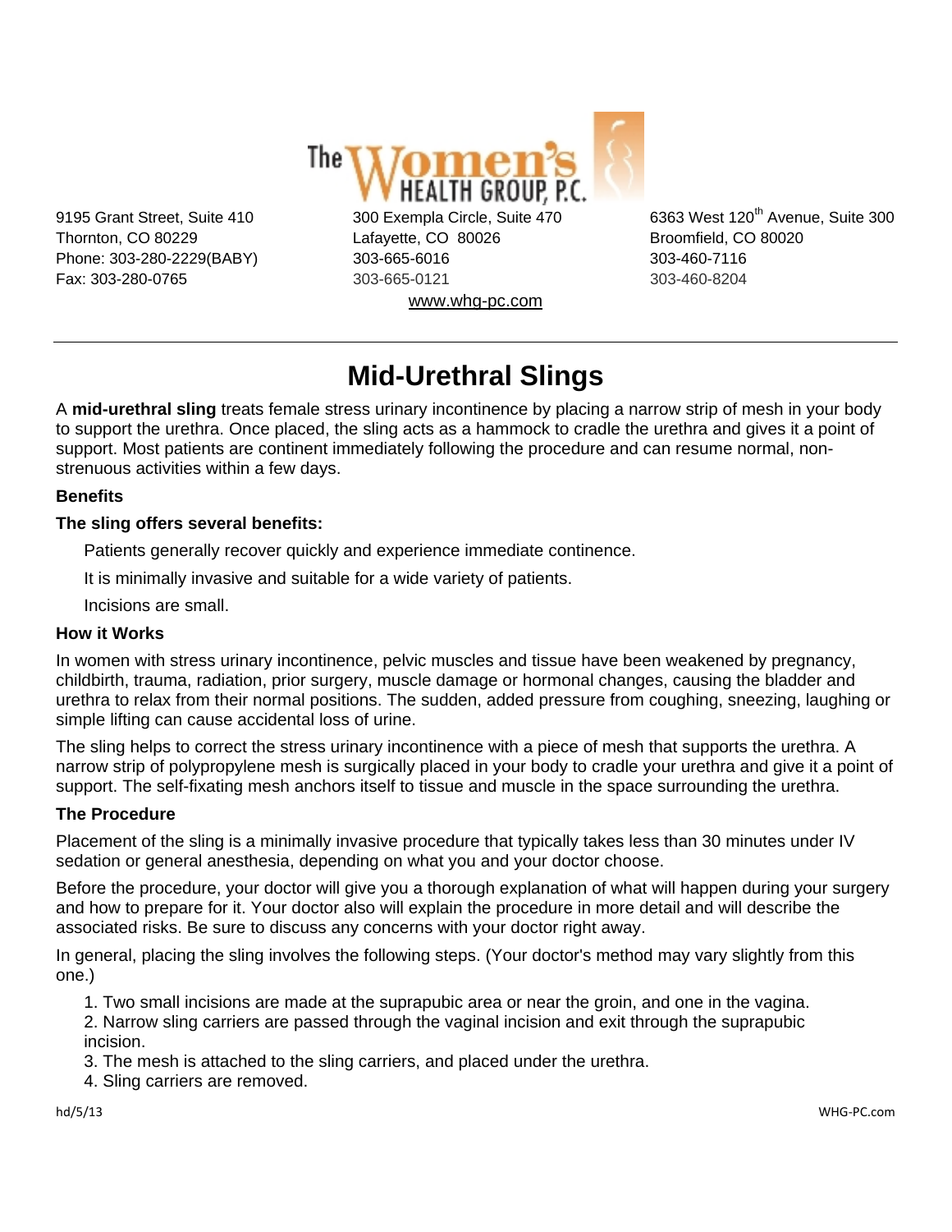The Women's HEALTH GROUP, P.C.

9195 Grant Street, Suite 410
Thornton, CO 80229
Phone: 303-280-2229(BABY)
Fax: 303-280-0765

300 Exempla Circle, Suite 470
Lafayette, CO 80026
303-665-6016
303-665-0121

6363 West 120th Avenue, Suite 300
Broomfield, CO 80020
303-460-7116
303-460-8204

www.whg-pc.com

---

# Mid-Urethral Slings

A **mid-urethral sling** treats female stress urinary incontinence by placing a narrow strip of mesh in your body to support the urethra. Once placed, the sling acts as a hammock to cradle the urethra and gives it a point of support. Most patients are continent immediately following the procedure and can resume normal, non-strenuous activities within a few days.

### Benefits

**The sling offers several benefits:**

Patients generally recover quickly and experience immediate continence.

It is minimally invasive and suitable for a wide variety of patients.

Incisions are small.

### How it Works

In women with stress urinary incontinence, pelvic muscles and tissue have been weakened by pregnancy, childbirth, trauma, radiation, prior surgery, muscle damage or hormonal changes, causing the bladder and urethra to relax from their normal positions. The sudden, added pressure from coughing, sneezing, laughing or simple lifting can cause accidental loss of urine.

The sling helps to correct the stress urinary incontinence with a piece of mesh that supports the urethra. A narrow strip of polypropylene mesh is surgically placed in your body to cradle your urethra and give it a point of support. The self-fixating mesh anchors itself to tissue and muscle in the space surrounding the urethra.

### The Procedure

Placement of the sling is a minimally invasive procedure that typically takes less than 30 minutes under IV sedation or general anesthesia, depending on what you and your doctor choose.

Before the procedure, your doctor will give you a thorough explanation of what will happen during your surgery and how to prepare for it. Your doctor also will explain the procedure in more detail and will describe the associated risks. Be sure to discuss any concerns with your doctor right away.

In general, placing the sling involves the following steps. (Your doctor's method may vary slightly from this one.)

1. Two small incisions are made at the suprapubic area or near the groin, and one in the vagina.
2. Narrow sling carriers are passed through the vaginal incision and exit through the suprapubic incision.
3. The mesh is attached to the sling carriers, and placed under the urethra.
4. Sling carriers are removed.

hd/5/13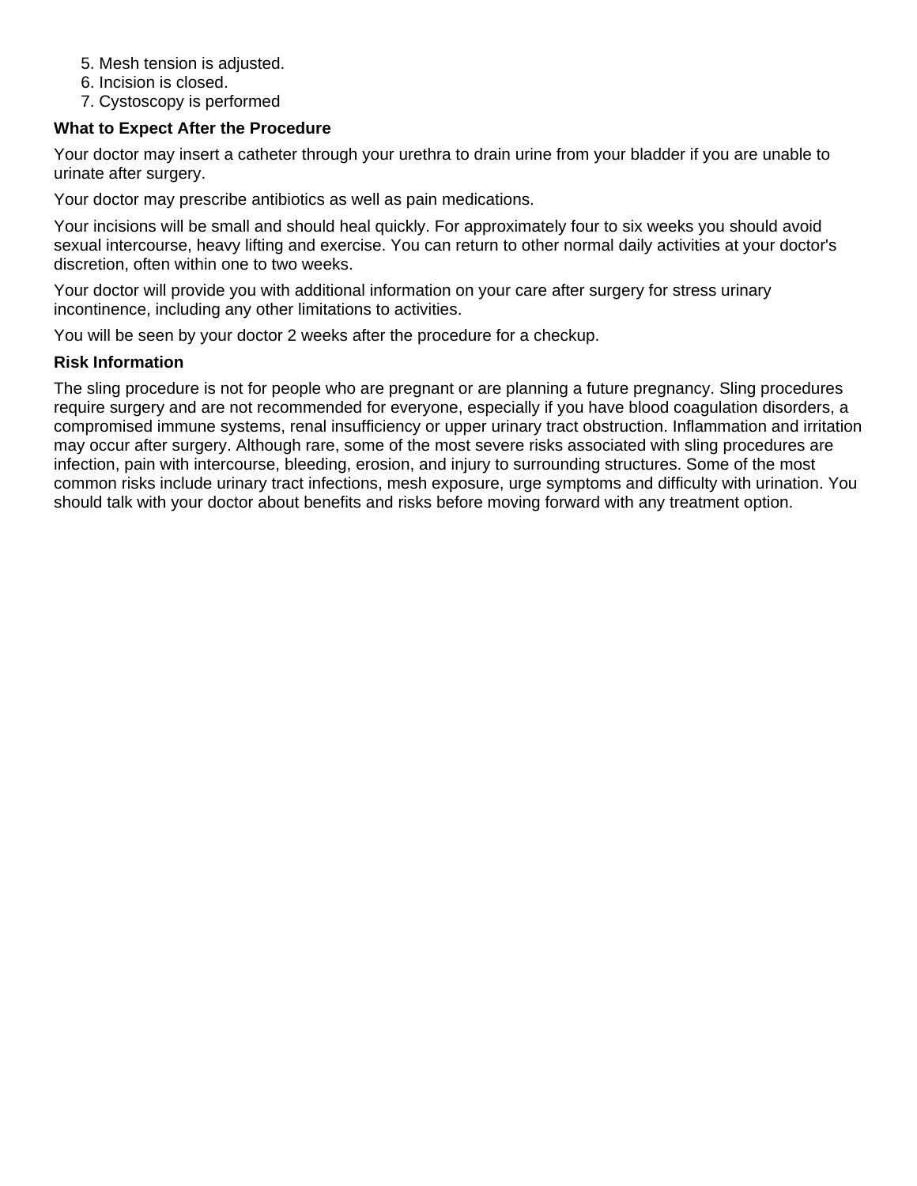5. Mesh tension is adjusted.
6. Incision is closed.
7. Cystoscopy is performed

**What to Expect After the Procedure**

Your doctor may insert a catheter through your urethra to drain urine from your bladder if you are unable to urinate after surgery.

Your doctor may prescribe antibiotics as well as pain medications.

Your incisions will be small and should heal quickly. For approximately four to six weeks you should avoid sexual intercourse, heavy lifting and exercise. You can return to other normal daily activities at your doctor's discretion, often within one to two weeks.

Your doctor will provide you with additional information on your care after surgery for stress urinary incontinence, including any other limitations to activities.

You will be seen by your doctor 2 weeks after the procedure for a checkup.

**Risk Information**

The sling procedure is not for people who are pregnant or are planning a future pregnancy. Sling procedures require surgery and are not recommended for everyone, especially if you have blood coagulation disorders, a compromised immune systems, renal insufficiency or upper urinary tract obstruction. Inflammation and irritation may occur after surgery. Although rare, some of the most severe risks associated with sling procedures are infection, pain with intercourse, bleeding, erosion, and injury to surrounding structures. Some of the most common risks include urinary tract infections, mesh exposure, urge symptoms and difficulty with urination. You should talk with your doctor about benefits and risks before moving forward with any treatment option.